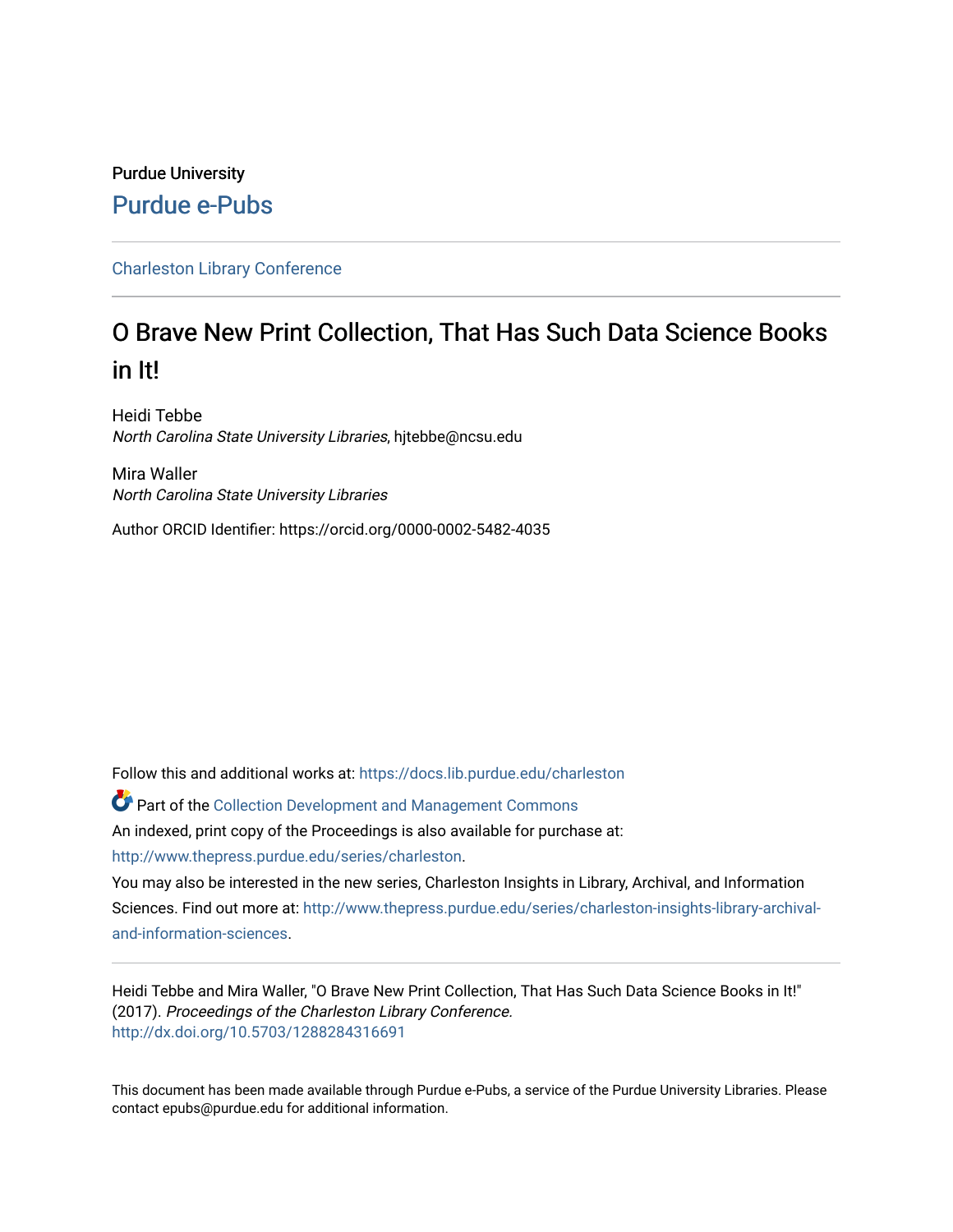Purdue University

Purdue e-Pubs

Charleston Library Conference

# O Brave New Print Collection, That Has Such Data Science Books in It!

Heidi Tebbe
*North Carolina State University Libraries*, hjtebbe@ncsu.edu

Mira Waller
*North Carolina State University Libraries*

Author ORCID Identifier: https://orcid.org/0000-0002-5482-4035

Follow this and additional works at: https://docs.lib.purdue.edu/charleston

Part of the Collection Development and Management Commons

An indexed, print copy of the Proceedings is also available for purchase at: http://www.thepress.purdue.edu/series/charleston.

You may also be interested in the new series, Charleston Insights in Library, Archival, and Information Sciences. Find out more at: http://www.thepress.purdue.edu/series/charleston-insights-library-archival-and-information-sciences.

Heidi Tebbe and Mira Waller, "O Brave New Print Collection, That Has Such Data Science Books in It!" (2017). *Proceedings of the Charleston Library Conference.*
http://dx.doi.org/10.5703/1288284316691

This document has been made available through Purdue e-Pubs, a service of the Purdue University Libraries. Please contact epubs@purdue.edu for additional information.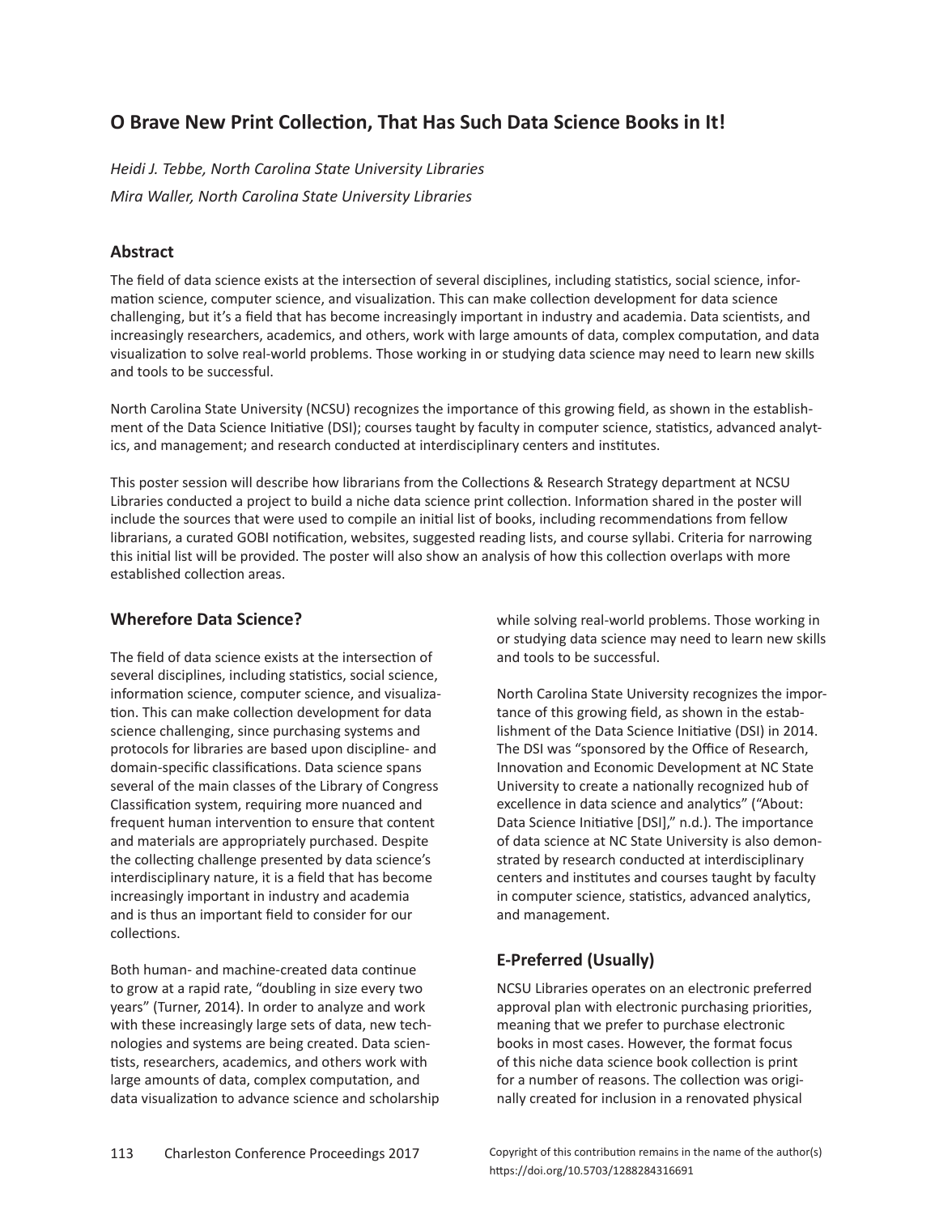# O Brave New Print Collection, That Has Such Data Science Books in It!

*Heidi J. Tebbe, North Carolina State University Libraries*

*Mira Waller, North Carolina State University Libraries*

## Abstract

The field of data science exists at the intersection of several disciplines, including statistics, social science, information science, computer science, and visualization. This can make collection development for data science challenging, but it's a field that has become increasingly important in industry and academia. Data scientists, and increasingly researchers, academics, and others, work with large amounts of data, complex computation, and data visualization to solve real-world problems. Those working in or studying data science may need to learn new skills and tools to be successful.

North Carolina State University (NCSU) recognizes the importance of this growing field, as shown in the establishment of the Data Science Initiative (DSI); courses taught by faculty in computer science, statistics, advanced analytics, and management; and research conducted at interdisciplinary centers and institutes.

This poster session will describe how librarians from the Collections & Research Strategy department at NCSU Libraries conducted a project to build a niche data science print collection. Information shared in the poster will include the sources that were used to compile an initial list of books, including recommendations from fellow librarians, a curated GOBI notification, websites, suggested reading lists, and course syllabi. Criteria for narrowing this initial list will be provided. The poster will also show an analysis of how this collection overlaps with more established collection areas.

## Wherefore Data Science?

The field of data science exists at the intersection of several disciplines, including statistics, social science, information science, computer science, and visualization. This can make collection development for data science challenging, since purchasing systems and protocols for libraries are based upon discipline- and domain-specific classifications. Data science spans several of the main classes of the Library of Congress Classification system, requiring more nuanced and frequent human intervention to ensure that content and materials are appropriately purchased. Despite the collecting challenge presented by data science's interdisciplinary nature, it is a field that has become increasingly important in industry and academia and is thus an important field to consider for our collections.

Both human- and machine-created data continue to grow at a rapid rate, "doubling in size every two years" (Turner, 2014). In order to analyze and work with these increasingly large sets of data, new technologies and systems are being created. Data scientists, researchers, academics, and others work with large amounts of data, complex computation, and data visualization to advance science and scholarship while solving real-world problems. Those working in or studying data science may need to learn new skills and tools to be successful.

North Carolina State University recognizes the importance of this growing field, as shown in the establishment of the Data Science Initiative (DSI) in 2014. The DSI was "sponsored by the Office of Research, Innovation and Economic Development at NC State University to create a nationally recognized hub of excellence in data science and analytics" ("About: Data Science Initiative [DSI]," n.d.). The importance of data science at NC State University is also demonstrated by research conducted at interdisciplinary centers and institutes and courses taught by faculty in computer science, statistics, advanced analytics, and management.

## E-Preferred (Usually)

NCSU Libraries operates on an electronic preferred approval plan with electronic purchasing priorities, meaning that we prefer to purchase electronic books in most cases. However, the format focus of this niche data science book collection is print for a number of reasons. The collection was originally created for inclusion in a renovated physical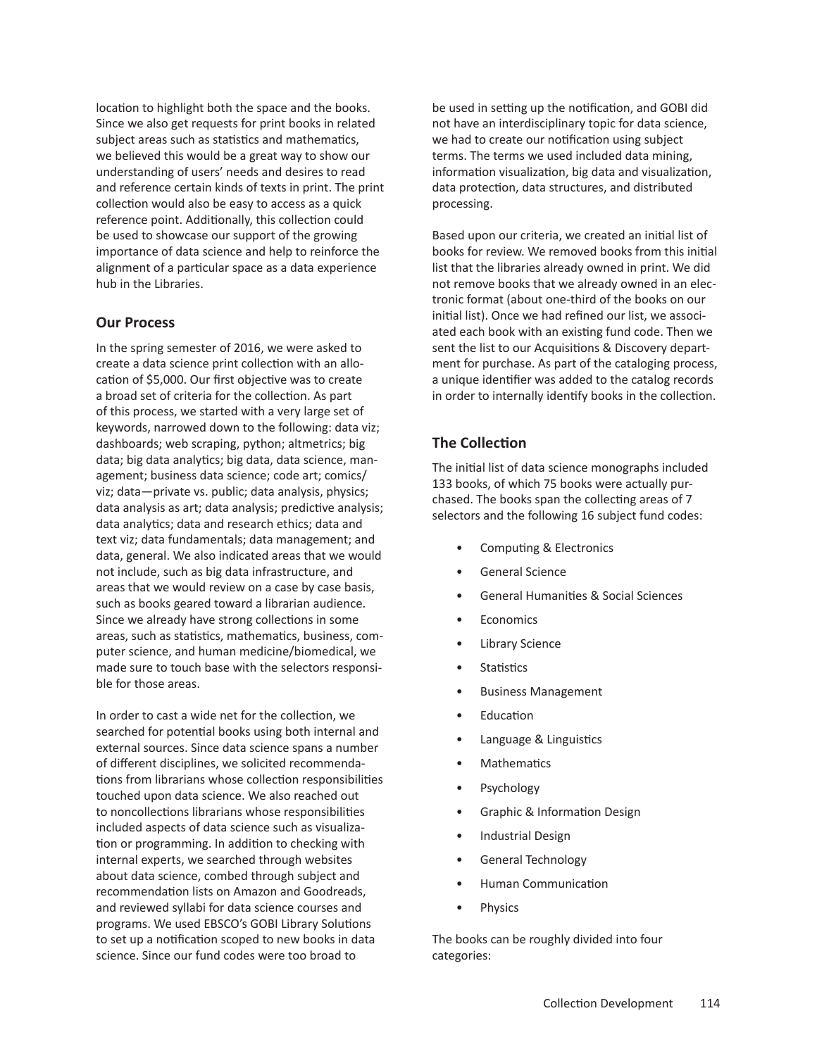location to highlight both the space and the books. Since we also get requests for print books in related subject areas such as statistics and mathematics, we believed this would be a great way to show our understanding of users' needs and desires to read and reference certain kinds of texts in print. The print collection would also be easy to access as a quick reference point. Additionally, this collection could be used to showcase our support of the growing importance of data science and help to reinforce the alignment of a particular space as a data experience hub in the Libraries.

### Our Process

In the spring semester of 2016, we were asked to create a data science print collection with an allocation of $5,000. Our first objective was to create a broad set of criteria for the collection. As part of this process, we started with a very large set of keywords, narrowed down to the following: data viz; dashboards; web scraping, python; altmetrics; big data; big data analytics; big data, data science, management; business data science; code art; comics/viz; data—private vs. public; data analysis, physics; data analysis as art; data analysis; predictive analysis; data analytics; data and research ethics; data and text viz; data fundamentals; data management; and data, general. We also indicated areas that we would not include, such as big data infrastructure, and areas that we would review on a case by case basis, such as books geared toward a librarian audience. Since we already have strong collections in some areas, such as statistics, mathematics, business, computer science, and human medicine/biomedical, we made sure to touch base with the selectors responsible for those areas.

In order to cast a wide net for the collection, we searched for potential books using both internal and external sources. Since data science spans a number of different disciplines, we solicited recommendations from librarians whose collection responsibilities touched upon data science. We also reached out to noncollections librarians whose responsibilities included aspects of data science such as visualization or programming. In addition to checking with internal experts, we searched through websites about data science, combed through subject and recommendation lists on Amazon and Goodreads, and reviewed syllabi for data science courses and programs. We used EBSCO's GOBI Library Solutions to set up a notification scoped to new books in data science. Since our fund codes were too broad to be used in setting up the notification, and GOBI did not have an interdisciplinary topic for data science, we had to create our notification using subject terms. The terms we used included data mining, information visualization, big data and visualization, data protection, data structures, and distributed processing.

Based upon our criteria, we created an initial list of books for review. We removed books from this initial list that the libraries already owned in print. We did not remove books that we already owned in an electronic format (about one-third of the books on our initial list). Once we had refined our list, we associated each book with an existing fund code. Then we sent the list to our Acquisitions & Discovery department for purchase. As part of the cataloging process, a unique identifier was added to the catalog records in order to internally identify books in the collection.

### The Collection

The initial list of data science monographs included 133 books, of which 75 books were actually purchased. The books span the collecting areas of 7 selectors and the following 16 subject fund codes:

- Computing & Electronics
- General Science
- General Humanities & Social Sciences
- Economics
- Library Science
- Statistics
- Business Management
- Education
- Language & Linguistics
- Mathematics
- Psychology
- Graphic & Information Design
- Industrial Design
- General Technology
- Human Communication
- Physics

The books can be roughly divided into four categories: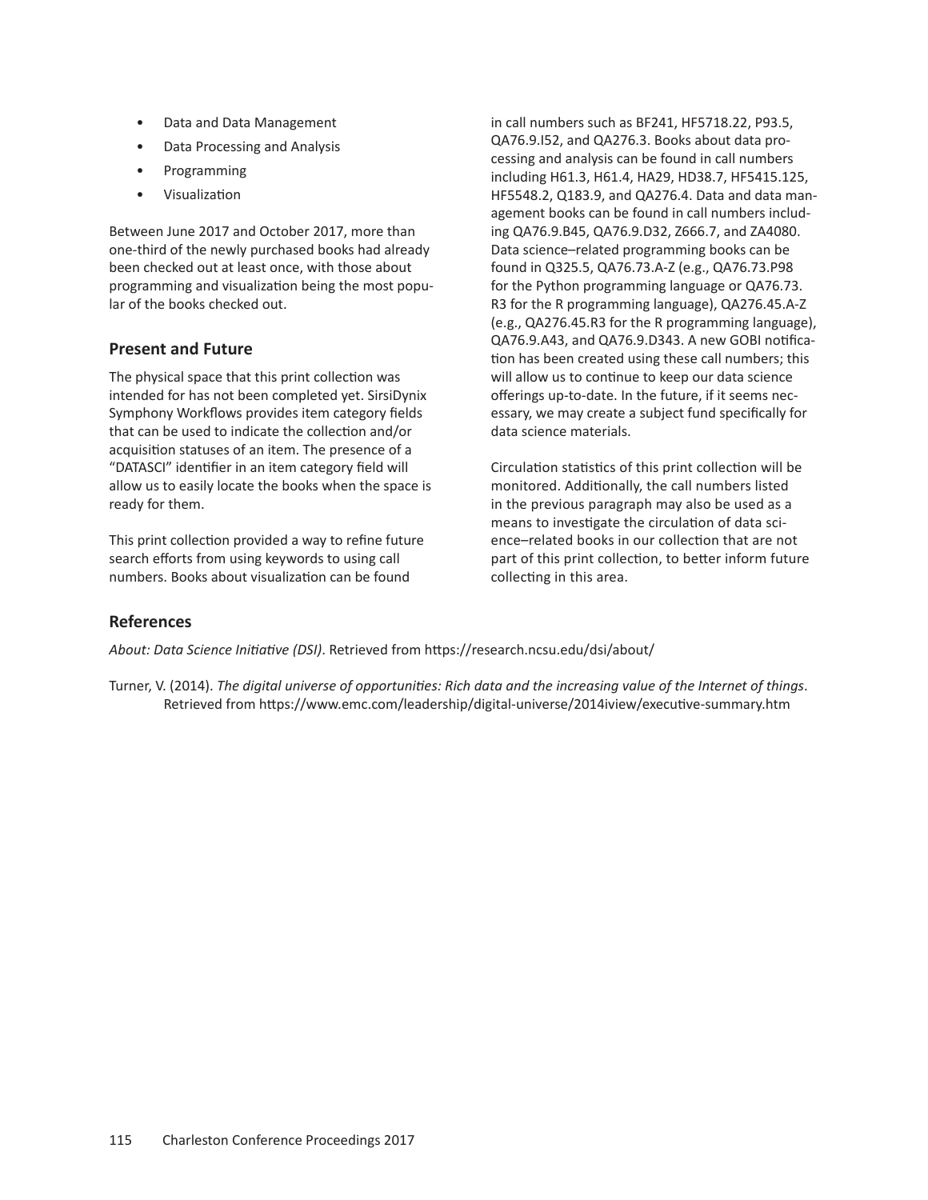- Data and Data Management
- Data Processing and Analysis
- Programming
- Visualization

Between June 2017 and October 2017, more than one-third of the newly purchased books had already been checked out at least once, with those about programming and visualization being the most popular of the books checked out.

## Present and Future

The physical space that this print collection was intended for has not been completed yet. SirsiDynix Symphony Workflows provides item category fields that can be used to indicate the collection and/or acquisition statuses of an item. The presence of a "DATASCI" identifier in an item category field will allow us to easily locate the books when the space is ready for them.

This print collection provided a way to refine future search efforts from using keywords to using call numbers. Books about visualization can be found in call numbers such as BF241, HF5718.22, P93.5, QA76.9.I52, and QA276.3. Books about data processing and analysis can be found in call numbers including H61.3, H61.4, HA29, HD38.7, HF5415.125, HF5548.2, Q183.9, and QA276.4. Data and data management books can be found in call numbers including QA76.9.B45, QA76.9.D32, Z666.7, and ZA4080. Data science–related programming books can be found in Q325.5, QA76.73.A-Z (e.g., QA76.73.P98 for the Python programming language or QA76.73.R3 for the R programming language), QA276.45.A-Z (e.g., QA276.45.R3 for the R programming language), QA76.9.A43, and QA76.9.D343. A new GOBI notification has been created using these call numbers; this will allow us to continue to keep our data science offerings up-to-date. In the future, if it seems necessary, we may create a subject fund specifically for data science materials.

Circulation statistics of this print collection will be monitored. Additionally, the call numbers listed in the previous paragraph may also be used as a means to investigate the circulation of data science–related books in our collection that are not part of this print collection, to better inform future collecting in this area.

## References

*About: Data Science Initiative (DSI)*. Retrieved from https://research.ncsu.edu/dsi/about/

Turner, V. (2014). *The digital universe of opportunities: Rich data and the increasing value of the Internet of things*. Retrieved from https://www.emc.com/leadership/digital-universe/2014iview/executive-summary.htm